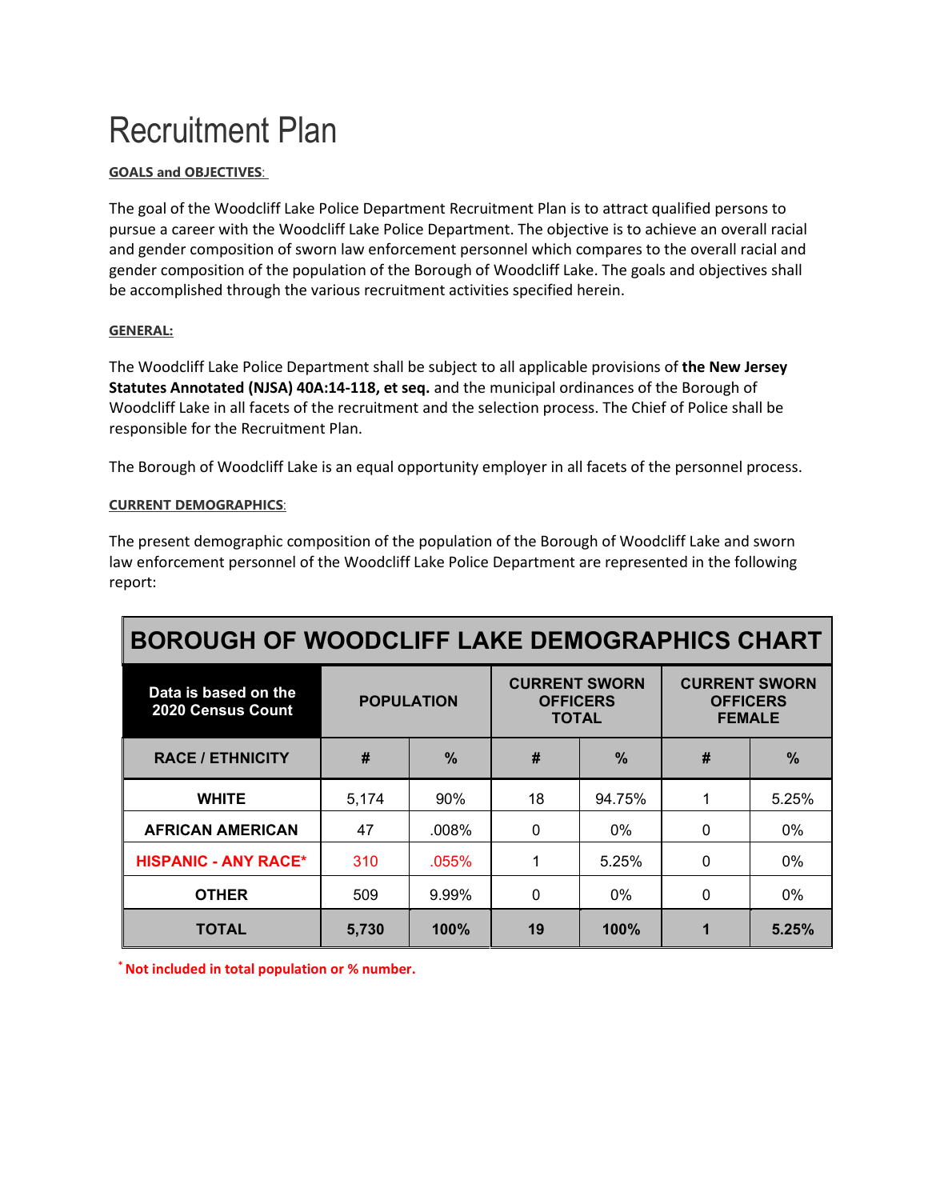# Recruitment Plan

**GOALS and OBJECTIVES**:

The goal of the Woodcliff Lake Police Department Recruitment Plan is to attract qualified persons to pursue a career with the Woodcliff Lake Police Department. The objective is to achieve an overall racial and gender composition of sworn law enforcement personnel which compares to the overall racial and gender composition of the population of the Borough of Woodcliff Lake. The goals and objectives shall be accomplished through the various recruitment activities specified herein.

**GENERAL:**

The Woodcliff Lake Police Department shall be subject to all applicable provisions of **the New Jersey Statutes Annotated (NJSA) 40A:14-118, et seq.** and the municipal ordinances of the Borough of Woodcliff Lake in all facets of the recruitment and the selection process. The Chief of Police shall be responsible for the Recruitment Plan.

The Borough of Woodcliff Lake is an equal opportunity employer in all facets of the personnel process.

**CURRENT DEMOGRAPHICS**:

The present demographic composition of the population of the Borough of Woodcliff Lake and sworn law enforcement personnel of the Woodcliff Lake Police Department are represented in the following report:

| BOROUGH OF WOODCLIFF LAKE DEMOGRAPHICS CHART | | | | | | |
|---|---|---|---|---|---|---|
| Data is based on the 2020 Census Count | POPULATION | | CURRENT SWORN OFFICERS TOTAL | | CURRENT SWORN OFFICERS FEMALE | |
| RACE / ETHNICITY | # | % | # | % | # | % |
| WHITE | 5,174 | 90% | 18 | 94.75% | 1 | 5.25% |
| AFRICAN AMERICAN | 47 | .008% | 0 | 0% | 0 | 0% |
| HISPANIC - ANY RACE* | 310 | .055% | 1 | 5.25% | 0 | 0% |
| OTHER | 509 | 9.99% | 0 | 0% | 0 | 0% |
| TOTAL | 5,730 | 100% | 19 | 100% | 1 | 5.25% |

\* **Not included in total population or % number.**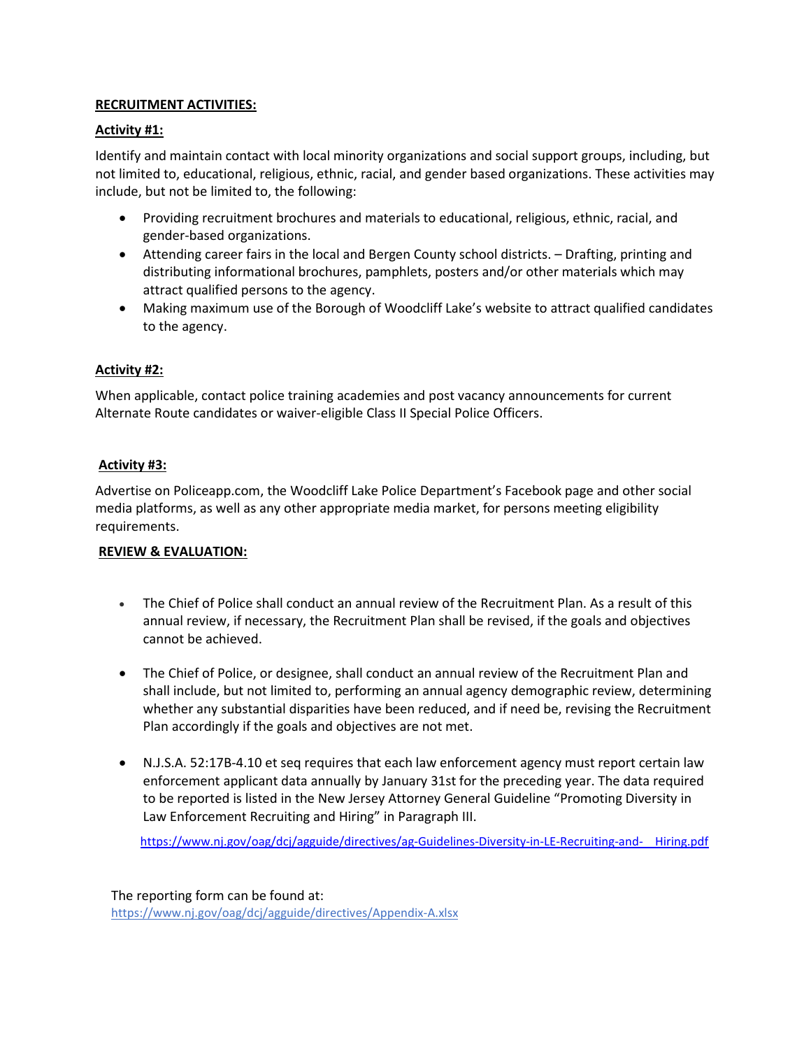**RECRUITMENT ACTIVITIES:**

**Activity #1:**

Identify and maintain contact with local minority organizations and social support groups, including, but not limited to, educational, religious, ethnic, racial, and gender based organizations. These activities may include, but not be limited to, the following:

- Providing recruitment brochures and materials to educational, religious, ethnic, racial, and gender-based organizations.
- Attending career fairs in the local and Bergen County school districts. – Drafting, printing and distributing informational brochures, pamphlets, posters and/or other materials which may attract qualified persons to the agency.
- Making maximum use of the Borough of Woodcliff Lake's website to attract qualified candidates to the agency.

**Activity #2:**

When applicable, contact police training academies and post vacancy announcements for current Alternate Route candidates or waiver-eligible Class II Special Police Officers.

**Activity #3:**

Advertise on Policeapp.com, the Woodcliff Lake Police Department's Facebook page and other social media platforms, as well as any other appropriate media market, for persons meeting eligibility requirements.

**REVIEW & EVALUATION:**

- The Chief of Police shall conduct an annual review of the Recruitment Plan. As a result of this annual review, if necessary, the Recruitment Plan shall be revised, if the goals and objectives cannot be achieved.
- The Chief of Police, or designee, shall conduct an annual review of the Recruitment Plan and shall include, but not limited to, performing an annual agency demographic review, determining whether any substantial disparities have been reduced, and if need be, revising the Recruitment Plan accordingly if the goals and objectives are not met.
- N.J.S.A. 52:17B-4.10 et seq requires that each law enforcement agency must report certain law enforcement applicant data annually by January 31st for the preceding year. The data required to be reported is listed in the New Jersey Attorney General Guideline "Promoting Diversity in Law Enforcement Recruiting and Hiring" in Paragraph III.

  https://www.nj.gov/oag/dcj/agguide/directives/ag-Guidelines-Diversity-in-LE-Recruiting-and-Hiring.pdf

The reporting form can be found at:
https://www.nj.gov/oag/dcj/agguide/directives/Appendix-A.xlsx